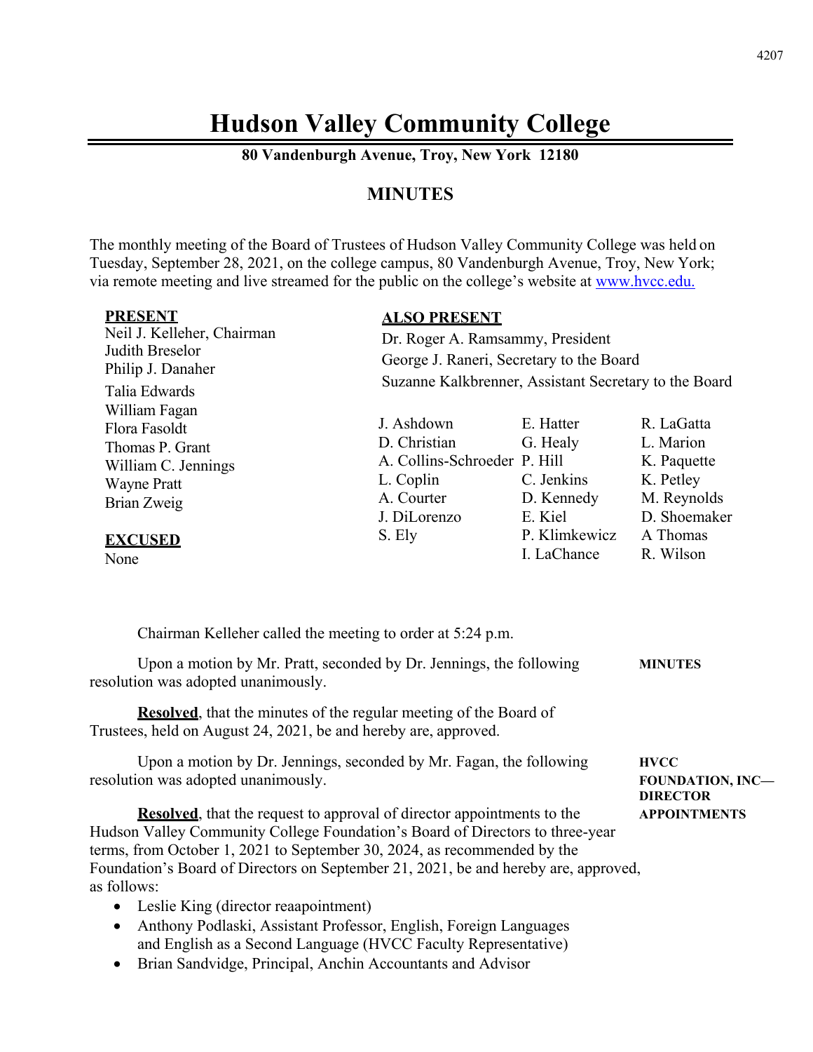# Hudson Valley Community College

**80 Vandenburgh Avenue, Troy, New York 12180**

## MINUTES

The monthly meeting of the Board of Trustees of Hudson Valley Community College was held on Tuesday, September 28, 2021, on the college campus, 80 Vandenburgh Avenue, Troy, New York; via remote meeting and live streamed for the public on the college's website at www.hvcc.edu.

**PRESENT**

Neil J. Kelleher, Chairman
Judith Breselor
Philip J. Danaher
Talia Edwards
William Fagan
Flora Fasoldt
Thomas P. Grant
William C. Jennings
Wayne Pratt
Brian Zweig

**EXCUSED**

None

**ALSO PRESENT**

Dr. Roger A. Ramsammy, President
George J. Raneri, Secretary to the Board
Suzanne Kalkbrenner, Assistant Secretary to the Board

| | | |
|---|---|---|
| J. Ashdown | E. Hatter | R. LaGatta |
| D. Christian | G. Healy | L. Marion |
| A. Collins-Schroeder | P. Hill | K. Paquette |
| L. Coplin | C. Jenkins | K. Petley |
| A. Courter | D. Kennedy | M. Reynolds |
| J. DiLorenzo | E. Kiel | D. Shoemaker |
| S. Ely | P. Klimkewicz | A Thomas |
| | I. LaChance | R. Wilson |

Chairman Kelleher called the meeting to order at 5:24 p.m.

**MINUTES**

Upon a motion by Mr. Pratt, seconded by Dr. Jennings, the following resolution was adopted unanimously.

**Resolved**, that the minutes of the regular meeting of the Board of Trustees, held on August 24, 2021, be and hereby are, approved.

**HVCC FOUNDATION, INC—DIRECTOR APPOINTMENTS**

Upon a motion by Dr. Jennings, seconded by Mr. Fagan, the following resolution was adopted unanimously.

**Resolved**, that the request to approval of director appointments to the Hudson Valley Community College Foundation's Board of Directors to three-year terms, from October 1, 2021 to September 30, 2024, as recommended by the Foundation's Board of Directors on September 21, 2021, be and hereby are, approved, as follows:

- Leslie King (director reaapointment)
- Anthony Podlaski, Assistant Professor, English, Foreign Languages and English as a Second Language (HVCC Faculty Representative)
- Brian Sandvidge, Principal, Anchin Accountants and Advisor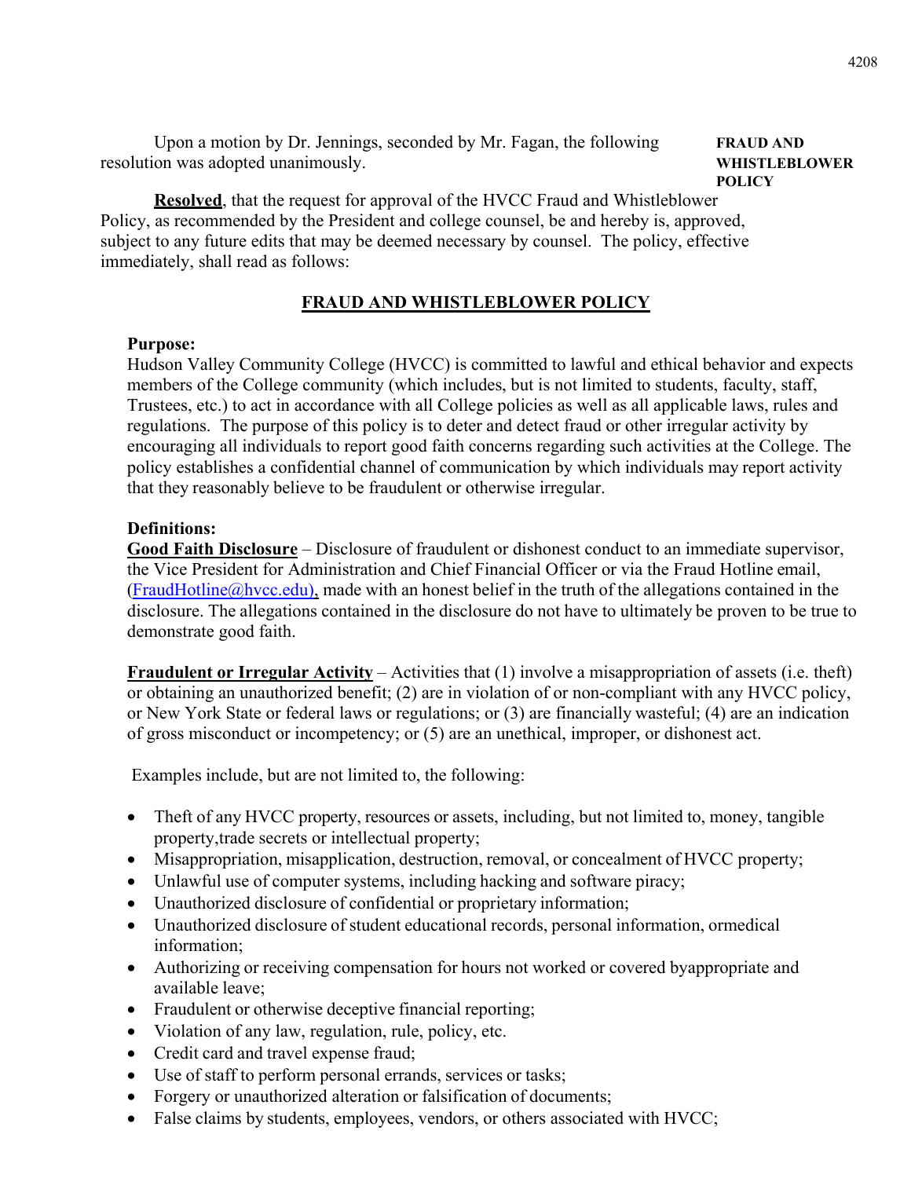Upon a motion by Dr. Jennings, seconded by Mr. Fagan, the following resolution was adopted unanimously.

**FRAUD AND WHISTLEBLOWER POLICY**

**Resolved**, that the request for approval of the HVCC Fraud and Whistleblower Policy, as recommended by the President and college counsel, be and hereby is, approved, subject to any future edits that may be deemed necessary by counsel. The policy, effective immediately, shall read as follows:

## FRAUD AND WHISTLEBLOWER POLICY

**Purpose:**
Hudson Valley Community College (HVCC) is committed to lawful and ethical behavior and expects members of the College community (which includes, but is not limited to students, faculty, staff, Trustees, etc.) to act in accordance with all College policies as well as all applicable laws, rules and regulations. The purpose of this policy is to deter and detect fraud or other irregular activity by encouraging all individuals to report good faith concerns regarding such activities at the College. The policy establishes a confidential channel of communication by which individuals may report activity that they reasonably believe to be fraudulent or otherwise irregular.

**Definitions:**
**Good Faith Disclosure** – Disclosure of fraudulent or dishonest conduct to an immediate supervisor, the Vice President for Administration and Chief Financial Officer or via the Fraud Hotline email, (FraudHotline@hvcc.edu), made with an honest belief in the truth of the allegations contained in the disclosure. The allegations contained in the disclosure do not have to ultimately be proven to be true to demonstrate good faith.

**Fraudulent or Irregular Activity** – Activities that (1) involve a misappropriation of assets (i.e. theft) or obtaining an unauthorized benefit; (2) are in violation of or non-compliant with any HVCC policy, or New York State or federal laws or regulations; or (3) are financially wasteful; (4) are an indication of gross misconduct or incompetency; or (5) are an unethical, improper, or dishonest act.

Examples include, but are not limited to, the following:

- Theft of any HVCC property, resources or assets, including, but not limited to, money, tangible property,trade secrets or intellectual property;
- Misappropriation, misapplication, destruction, removal, or concealment of HVCC property;
- Unlawful use of computer systems, including hacking and software piracy;
- Unauthorized disclosure of confidential or proprietary information;
- Unauthorized disclosure of student educational records, personal information, ormedical information;
- Authorizing or receiving compensation for hours not worked or covered byappropriate and available leave;
- Fraudulent or otherwise deceptive financial reporting;
- Violation of any law, regulation, rule, policy, etc.
- Credit card and travel expense fraud;
- Use of staff to perform personal errands, services or tasks;
- Forgery or unauthorized alteration or falsification of documents;
- False claims by students, employees, vendors, or others associated with HVCC;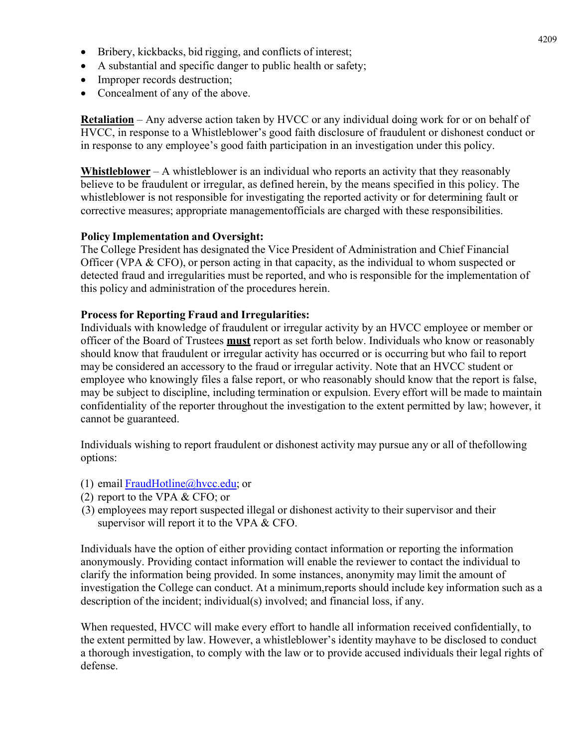- Bribery, kickbacks, bid rigging, and conflicts of interest;
- A substantial and specific danger to public health or safety;
- Improper records destruction;
- Concealment of any of the above.

**Retaliation** – Any adverse action taken by HVCC or any individual doing work for or on behalf of HVCC, in response to a Whistleblower's good faith disclosure of fraudulent or dishonest conduct or in response to any employee's good faith participation in an investigation under this policy.

**Whistleblower** – A whistleblower is an individual who reports an activity that they reasonably believe to be fraudulent or irregular, as defined herein, by the means specified in this policy. The whistleblower is not responsible for investigating the reported activity or for determining fault or corrective measures; appropriate managementofficials are charged with these responsibilities.

**Policy Implementation and Oversight:**
The College President has designated the Vice President of Administration and Chief Financial Officer (VPA & CFO), or person acting in that capacity, as the individual to whom suspected or detected fraud and irregularities must be reported, and who is responsible for the implementation of this policy and administration of the procedures herein.

**Process for Reporting Fraud and Irregularities:**
Individuals with knowledge of fraudulent or irregular activity by an HVCC employee or member or officer of the Board of Trustees **must** report as set forth below. Individuals who know or reasonably should know that fraudulent or irregular activity has occurred or is occurring but who fail to report may be considered an accessory to the fraud or irregular activity. Note that an HVCC student or employee who knowingly files a false report, or who reasonably should know that the report is false, may be subject to discipline, including termination or expulsion. Every effort will be made to maintain confidentiality of the reporter throughout the investigation to the extent permitted by law; however, it cannot be guaranteed.

Individuals wishing to report fraudulent or dishonest activity may pursue any or all of thefollowing options:

(1) email FraudHotline@hvcc.edu; or
(2) report to the VPA & CFO; or
(3) employees may report suspected illegal or dishonest activity to their supervisor and their supervisor will report it to the VPA & CFO.

Individuals have the option of either providing contact information or reporting the information anonymously. Providing contact information will enable the reviewer to contact the individual to clarify the information being provided. In some instances, anonymity may limit the amount of investigation the College can conduct. At a minimum,reports should include key information such as a description of the incident; individual(s) involved; and financial loss, if any.

When requested, HVCC will make every effort to handle all information received confidentially, to the extent permitted by law. However, a whistleblower's identity mayhave to be disclosed to conduct a thorough investigation, to comply with the law or to provide accused individuals their legal rights of defense.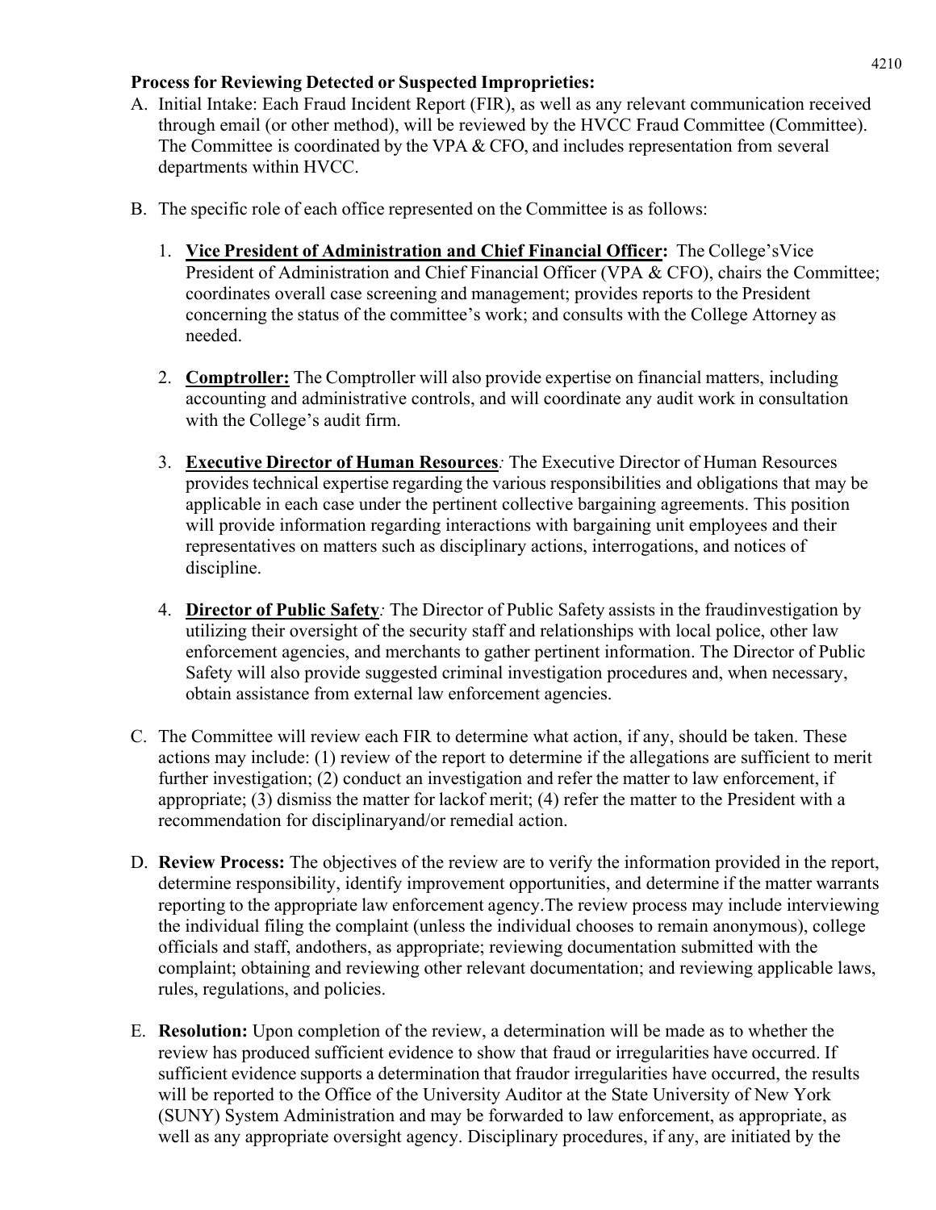**Process for Reviewing Detected or Suspected Improprieties:**

A. Initial Intake: Each Fraud Incident Report (FIR), as well as any relevant communication received through email (or other method), will be reviewed by the HVCC Fraud Committee (Committee). The Committee is coordinated by the VPA & CFO, and includes representation from several departments within HVCC.

B. The specific role of each office represented on the Committee is as follows:

   1. **Vice President of Administration and Chief Financial Officer:** The College'sVice President of Administration and Chief Financial Officer (VPA & CFO), chairs the Committee; coordinates overall case screening and management; provides reports to the President concerning the status of the committee's work; and consults with the College Attorney as needed.

   2. **Comptroller:** The Comptroller will also provide expertise on financial matters, including accounting and administrative controls, and will coordinate any audit work in consultation with the College's audit firm.

   3. **Executive Director of Human Resources**: The Executive Director of Human Resources provides technical expertise regarding the various responsibilities and obligations that may be applicable in each case under the pertinent collective bargaining agreements. This position will provide information regarding interactions with bargaining unit employees and their representatives on matters such as disciplinary actions, interrogations, and notices of discipline.

   4. **Director of Public Safety**: The Director of Public Safety assists in the fraudinvestigation by utilizing their oversight of the security staff and relationships with local police, other law enforcement agencies, and merchants to gather pertinent information. The Director of Public Safety will also provide suggested criminal investigation procedures and, when necessary, obtain assistance from external law enforcement agencies.

C. The Committee will review each FIR to determine what action, if any, should be taken. These actions may include: (1) review of the report to determine if the allegations are sufficient to merit further investigation; (2) conduct an investigation and refer the matter to law enforcement, if appropriate; (3) dismiss the matter for lackof merit; (4) refer the matter to the President with a recommendation for disciplinaryand/or remedial action.

D. **Review Process:** The objectives of the review are to verify the information provided in the report, determine responsibility, identify improvement opportunities, and determine if the matter warrants reporting to the appropriate law enforcement agency.The review process may include interviewing the individual filing the complaint (unless the individual chooses to remain anonymous), college officials and staff, andothers, as appropriate; reviewing documentation submitted with the complaint; obtaining and reviewing other relevant documentation; and reviewing applicable laws, rules, regulations, and policies.

E. **Resolution:** Upon completion of the review, a determination will be made as to whether the review has produced sufficient evidence to show that fraud or irregularities have occurred. If sufficient evidence supports a determination that fraudor irregularities have occurred, the results will be reported to the Office of the University Auditor at the State University of New York (SUNY) System Administration and may be forwarded to law enforcement, as appropriate, as well as any appropriate oversight agency. Disciplinary procedures, if any, are initiated by the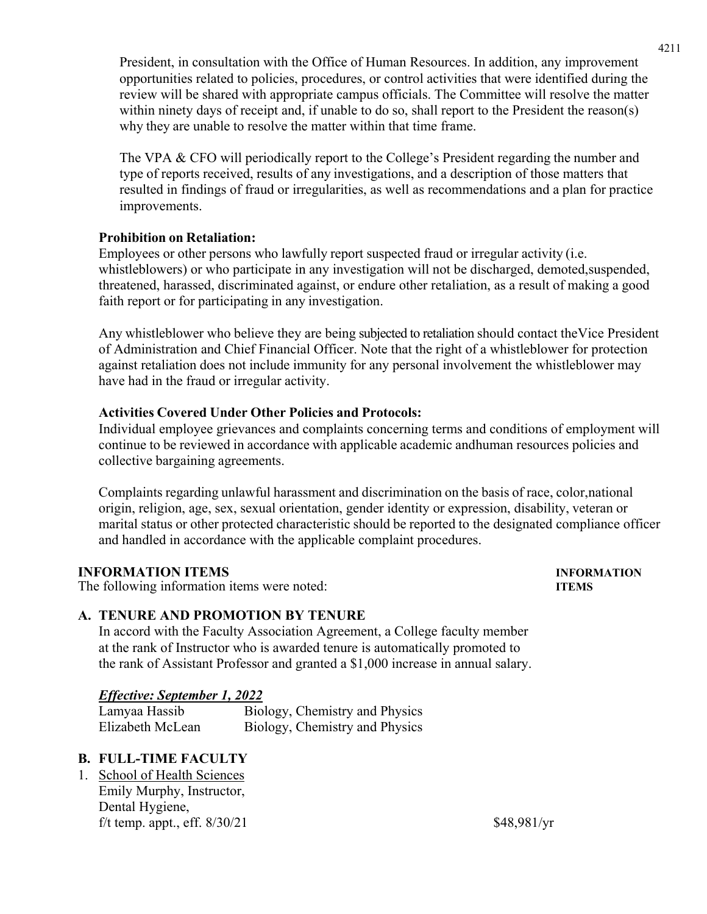President, in consultation with the Office of Human Resources. In addition, any improvement opportunities related to policies, procedures, or control activities that were identified during the review will be shared with appropriate campus officials. The Committee will resolve the matter within ninety days of receipt and, if unable to do so, shall report to the President the reason(s) why they are unable to resolve the matter within that time frame.

The VPA & CFO will periodically report to the College's President regarding the number and type of reports received, results of any investigations, and a description of those matters that resulted in findings of fraud or irregularities, as well as recommendations and a plan for practice improvements.

**Prohibition on Retaliation:**
Employees or other persons who lawfully report suspected fraud or irregular activity (i.e. whistleblowers) or who participate in any investigation will not be discharged, demoted,suspended, threatened, harassed, discriminated against, or endure other retaliation, as a result of making a good faith report or for participating in any investigation.

Any whistleblower who believe they are being subjected to retaliation should contact theVice President of Administration and Chief Financial Officer. Note that the right of a whistleblower for protection against retaliation does not include immunity for any personal involvement the whistleblower may have had in the fraud or irregular activity.

**Activities Covered Under Other Policies and Protocols:**
Individual employee grievances and complaints concerning terms and conditions of employment will continue to be reviewed in accordance with applicable academic andhuman resources policies and collective bargaining agreements.

Complaints regarding unlawful harassment and discrimination on the basis of race, color,national origin, religion, age, sex, sexual orientation, gender identity or expression, disability, veteran or marital status or other protected characteristic should be reported to the designated compliance officer and handled in accordance with the applicable complaint procedures.

## INFORMATION ITEMS

**INFORMATION ITEMS**

The following information items were noted:

### A. TENURE AND PROMOTION BY TENURE

In accord with the Faculty Association Agreement, a College faculty member at the rank of Instructor who is awarded tenure is automatically promoted to the rank of Assistant Professor and granted a $1,000 increase in annual salary.

***Effective: September 1, 2022***

| | |
|---|---|
| Lamyaa Hassib | Biology, Chemistry and Physics |
| Elizabeth McLean | Biology, Chemistry and Physics |

### B. FULL-TIME FACULTY

1. School of Health Sciences
   Emily Murphy, Instructor,
   Dental Hygiene,
   f/t temp. appt., eff. 8/30/21 — $48,981/yr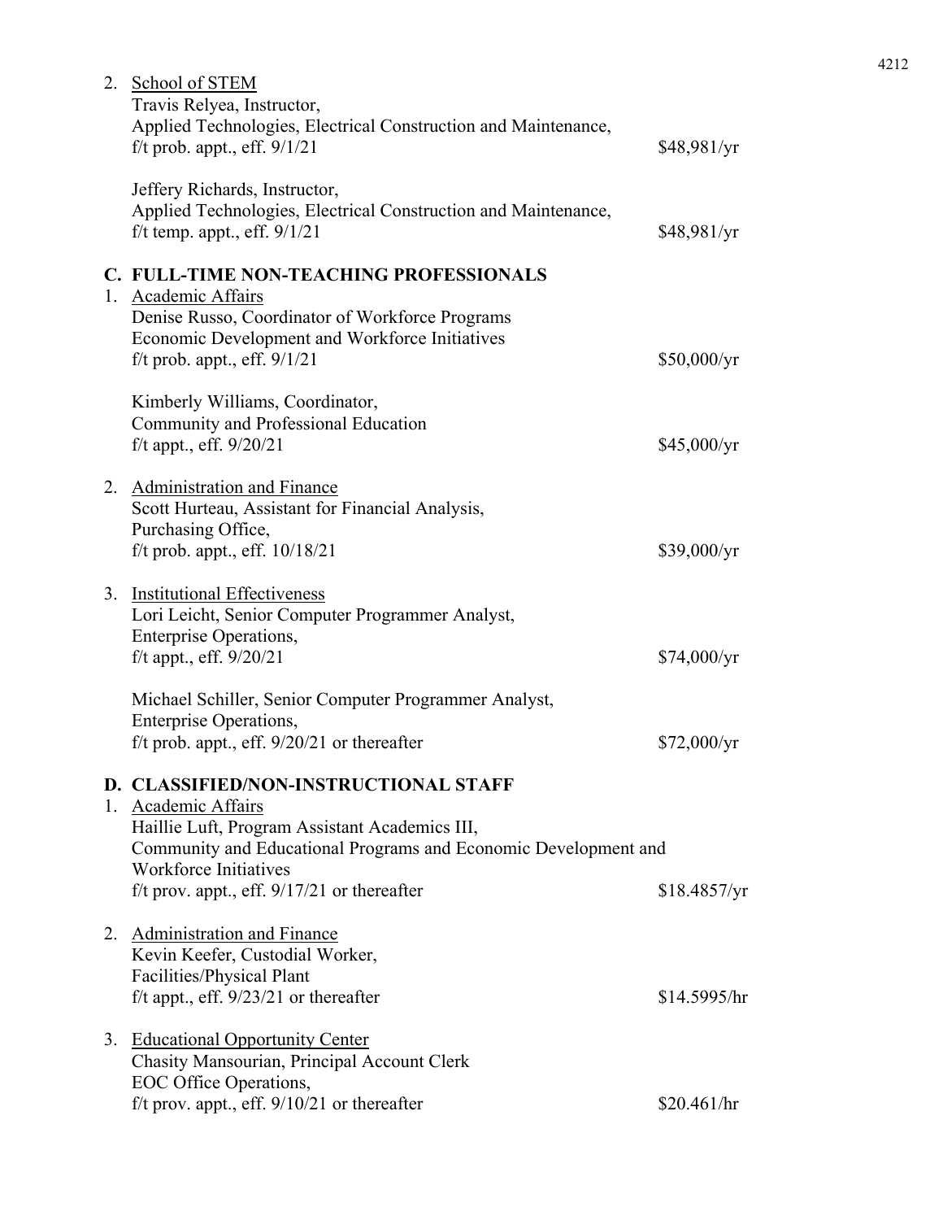2. School of STEM

   Travis Relyea, Instructor,
   Applied Technologies, Electrical Construction and Maintenance,
   f/t prob. appt., eff. 9/1/21 — $48,981/yr

   Jeffery Richards, Instructor,
   Applied Technologies, Electrical Construction and Maintenance,
   f/t temp. appt., eff. 9/1/21 — $48,981/yr

## C. FULL-TIME NON-TEACHING PROFESSIONALS

1. Academic Affairs

   Denise Russo, Coordinator of Workforce Programs
   Economic Development and Workforce Initiatives
   f/t prob. appt., eff. 9/1/21 — $50,000/yr

   Kimberly Williams, Coordinator,
   Community and Professional Education
   f/t appt., eff. 9/20/21 — $45,000/yr

2. Administration and Finance

   Scott Hurteau, Assistant for Financial Analysis,
   Purchasing Office,
   f/t prob. appt., eff. 10/18/21 — $39,000/yr

3. Institutional Effectiveness

   Lori Leicht, Senior Computer Programmer Analyst,
   Enterprise Operations,
   f/t appt., eff. 9/20/21 — $74,000/yr

   Michael Schiller, Senior Computer Programmer Analyst,
   Enterprise Operations,
   f/t prob. appt., eff. 9/20/21 or thereafter — $72,000/yr

## D. CLASSIFIED/NON-INSTRUCTIONAL STAFF

1. Academic Affairs

   Haillie Luft, Program Assistant Academics III,
   Community and Educational Programs and Economic Development and Workforce Initiatives
   f/t prov. appt., eff. 9/17/21 or thereafter — $18.4857/yr

2. Administration and Finance

   Kevin Keefer, Custodial Worker,
   Facilities/Physical Plant
   f/t appt., eff. 9/23/21 or thereafter — $14.5995/hr

3. Educational Opportunity Center

   Chasity Mansourian, Principal Account Clerk
   EOC Office Operations,
   f/t prov. appt., eff. 9/10/21 or thereafter — $20.461/hr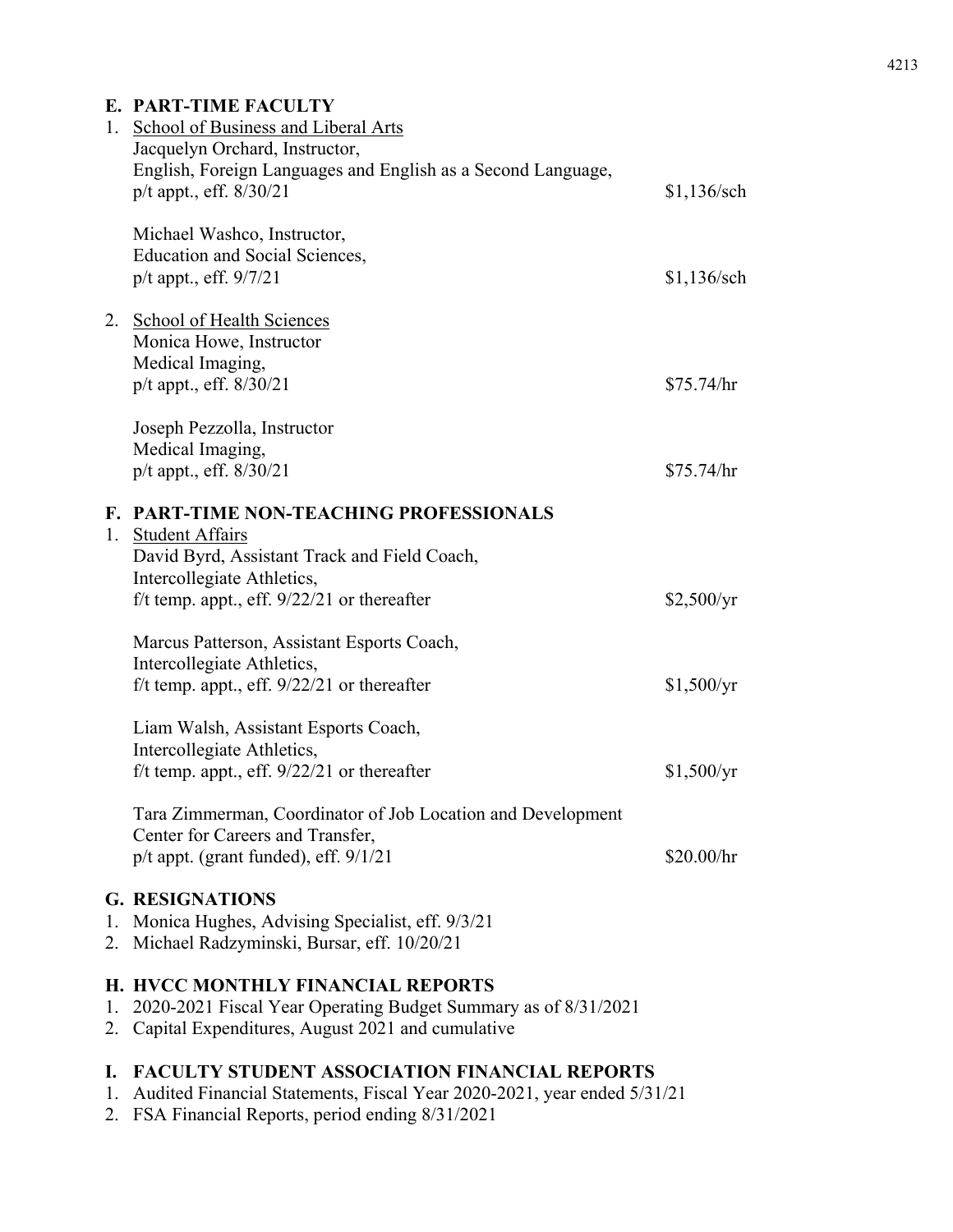## E. PART-TIME FACULTY

1. School of Business and Liberal Arts

   Jacquelyn Orchard, Instructor,
   English, Foreign Languages and English as a Second Language,
   p/t appt., eff. 8/30/21 — $1,136/sch

   Michael Washco, Instructor,
   Education and Social Sciences,
   p/t appt., eff. 9/7/21 — $1,136/sch

2. School of Health Sciences

   Monica Howe, Instructor
   Medical Imaging,
   p/t appt., eff. 8/30/21 — $75.74/hr

   Joseph Pezzolla, Instructor
   Medical Imaging,
   p/t appt., eff. 8/30/21 — $75.74/hr

## F. PART-TIME NON-TEACHING PROFESSIONALS

1. Student Affairs

   David Byrd, Assistant Track and Field Coach,
   Intercollegiate Athletics,
   f/t temp. appt., eff. 9/22/21 or thereafter — $2,500/yr

   Marcus Patterson, Assistant Esports Coach,
   Intercollegiate Athletics,
   f/t temp. appt., eff. 9/22/21 or thereafter — $1,500/yr

   Liam Walsh, Assistant Esports Coach,
   Intercollegiate Athletics,
   f/t temp. appt., eff. 9/22/21 or thereafter — $1,500/yr

   Tara Zimmerman, Coordinator of Job Location and Development
   Center for Careers and Transfer,
   p/t appt. (grant funded), eff. 9/1/21 — $20.00/hr

## G. RESIGNATIONS

1. Monica Hughes, Advising Specialist, eff. 9/3/21
2. Michael Radzyminski, Bursar, eff. 10/20/21

## H. HVCC MONTHLY FINANCIAL REPORTS

1. 2020-2021 Fiscal Year Operating Budget Summary as of 8/31/2021
2. Capital Expenditures, August 2021 and cumulative

## I. FACULTY STUDENT ASSOCIATION FINANCIAL REPORTS

1. Audited Financial Statements, Fiscal Year 2020-2021, year ended 5/31/21
2. FSA Financial Reports, period ending 8/31/2021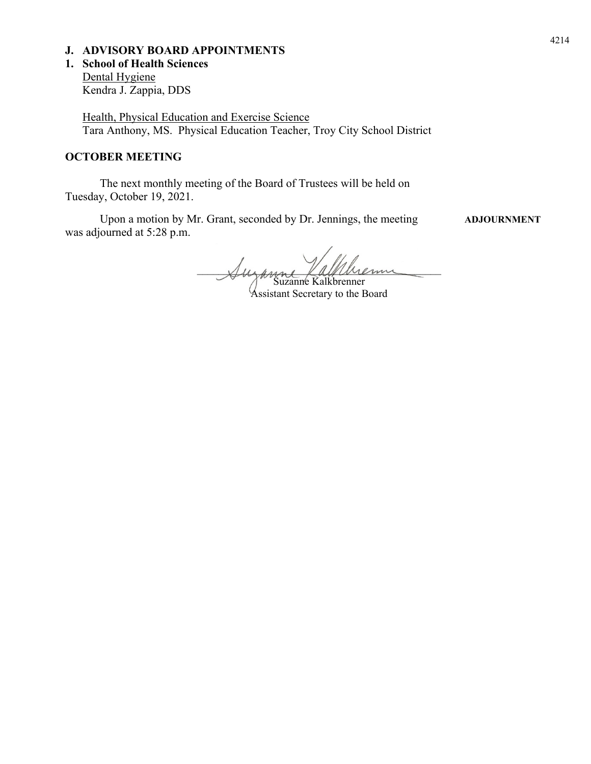## J. ADVISORY BOARD APPOINTMENTS

**1. School of Health Sciences**

Dental Hygiene
Kendra J. Zappia, DDS

Health, Physical Education and Exercise Science
Tara Anthony, MS. Physical Education Teacher, Troy City School District

## OCTOBER MEETING

The next monthly meeting of the Board of Trustees will be held on Tuesday, October 19, 2021.

**ADJOURNMENT**

Upon a motion by Mr. Grant, seconded by Dr. Jennings, the meeting was adjourned at 5:28 p.m.

Suzanne Kalkbrenner
Assistant Secretary to the Board